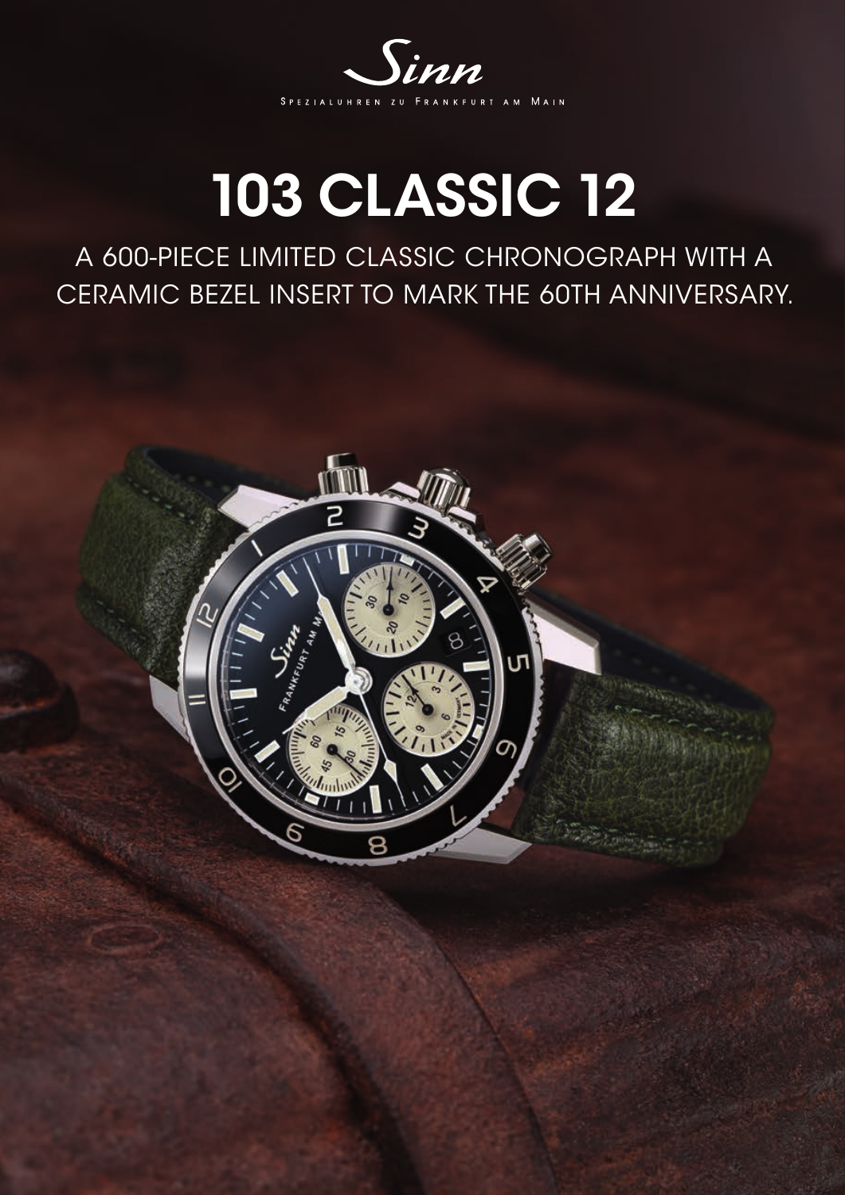Sinn

SPEZIALUHREN ZU FRANKFURT AM MAIN

# 103 CLASSIC 12

A 600-PIECE LIMITED CLASSIC CHRONOGRAPH WITH A CERAMIC BEZEL INSERT TO MARK THE 60TH ANNIVERSARY.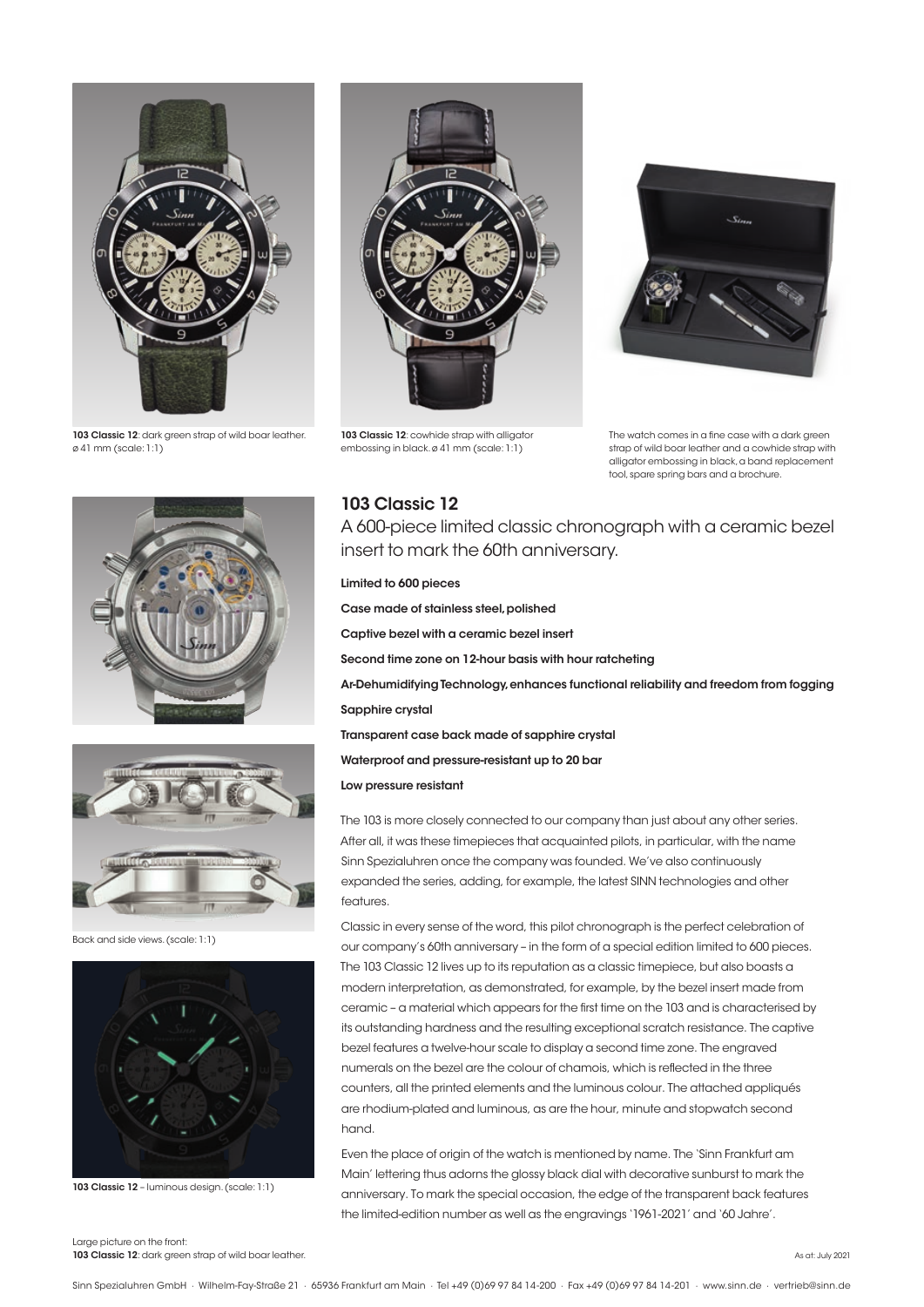**103 Classic 12**: dark green strap of wild boar leather. ø 41 mm (scale: 1:1)

**103 Classic 12**: cowhide strap with alligator embossing in black. ø 41 mm (scale: 1:1)

The watch comes in a fine case with a dark green strap of wild boar leather and a cowhide strap with alligator embossing in black, a band replacement tool, spare spring bars and a brochure.

Back and side views. (scale: 1:1)

**103 Classic 12** – luminous design. (scale: 1:1)

## 103 Classic 12

A 600-piece limited classic chronograph with a ceramic bezel insert to mark the 60th anniversary.

**Limited to 600 pieces**

**Case made of stainless steel, polished**

**Captive bezel with a ceramic bezel insert**

**Second time zone on 12-hour basis with hour ratcheting**

**Ar-Dehumidifying Technology, enhances functional reliability and freedom from fogging**

**Sapphire crystal**

**Transparent case back made of sapphire crystal**

**Waterproof and pressure-resistant up to 20 bar**

**Low pressure resistant**

The 103 is more closely connected to our company than just about any other series. After all, it was these timepieces that acquainted pilots, in particular, with the name Sinn Spezialuhren once the company was founded. We've also continuously expanded the series, adding, for example, the latest SINN technologies and other features.

Classic in every sense of the word, this pilot chronograph is the perfect celebration of our company's 60th anniversary – in the form of a special edition limited to 600 pieces. The 103 Classic 12 lives up to its reputation as a classic timepiece, but also boasts a modern interpretation, as demonstrated, for example, by the bezel insert made from ceramic – a material which appears for the first time on the 103 and is characterised by its outstanding hardness and the resulting exceptional scratch resistance. The captive bezel features a twelve-hour scale to display a second time zone. The engraved numerals on the bezel are the colour of chamois, which is reflected in the three counters, all the printed elements and the luminous colour. The attached appliqués are rhodium-plated and luminous, as are the hour, minute and stopwatch second hand.

Even the place of origin of the watch is mentioned by name. The 'Sinn Frankfurt am Main' lettering thus adorns the glossy black dial with decorative sunburst to mark the anniversary. To mark the special occasion, the edge of the transparent back features the limited-edition number as well as the engravings '1961-2021' and '60 Jahre'.

Large picture on the front:
**103 Classic 12**: dark green strap of wild boar leather.

As at: July 2021

Sinn Spezialuhren GmbH · Wilhelm-Fay-Straße 21 · 65936 Frankfurt am Main · Tel +49 (0)69 97 84 14-200 · Fax +49 (0)69 97 84 14-201 · www.sinn.de · vertrieb@sinn.de